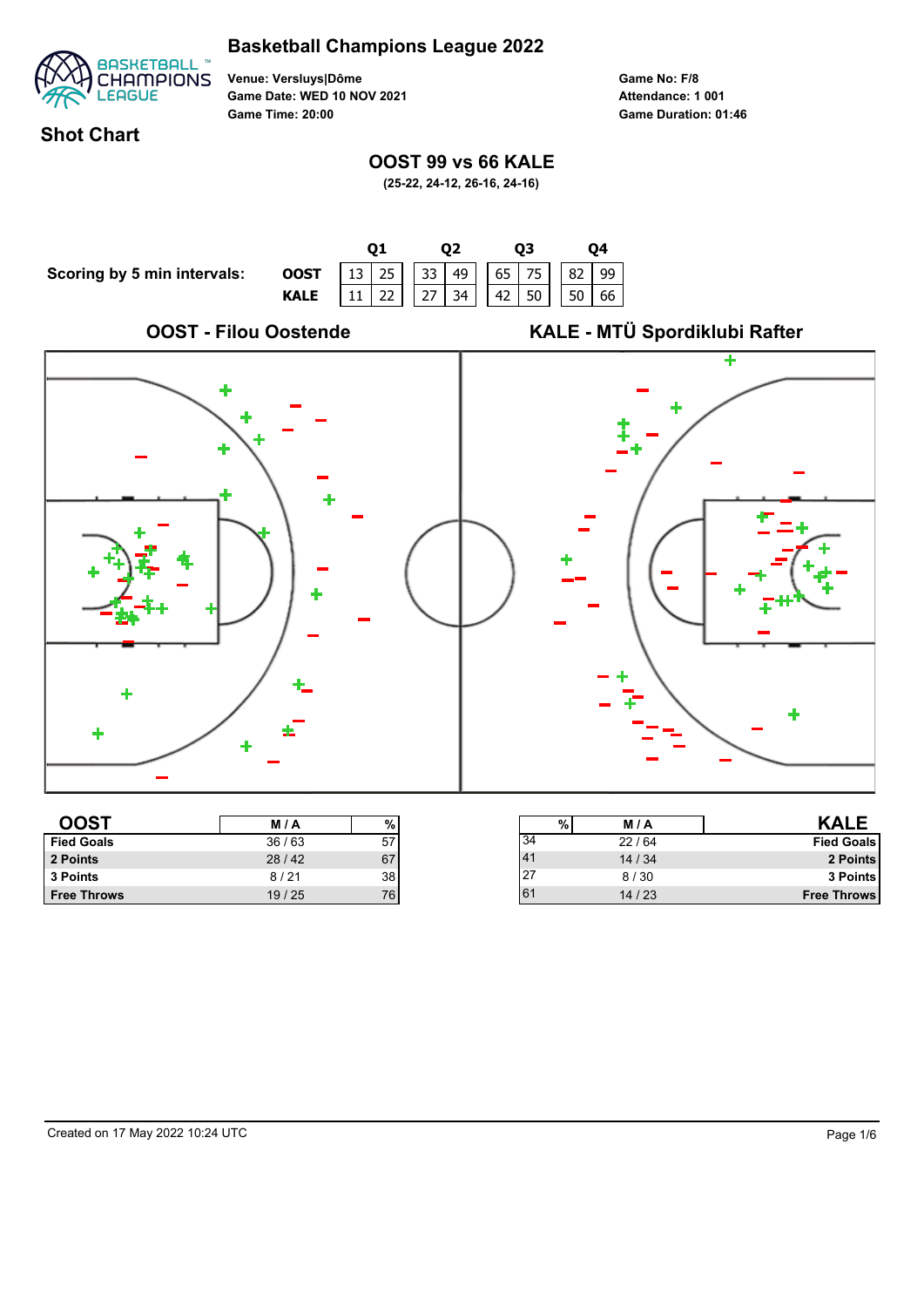# Basketball Champions League 2022

**Venue:** Versluys|Dôme
**Game Date:** WED 10 NOV 2021
**Game Time:** 20:00

**Game No:** F/8
**Attendance:** 1 001
**Game Duration:** 01:46

## Shot Chart

### OOST 99 vs 66 KALE

**(25-22, 24-12, 26-16, 24-16)**

**Scoring by 5 min intervals:**

| | Q1 | | Q2 | | Q3 | | Q4 | |
|---|---|---|---|---|---|---|---|---|
| **OOST** | 13 | 25 | 33 | 49 | 65 | 75 | 82 | 99 |
| **KALE** | 11 | 22 | 27 | 34 | 42 | 50 | 50 | 66 |

**OOST - Filou Oostende** | **KALE - MTÜ Spordiklubi Rafter**

| OOST | M / A | % |
|---|---|---|
| Fied Goals | 36 / 63 | 57 |
| 2 Points | 28 / 42 | 67 |
| 3 Points | 8 / 21 | 38 |
| Free Throws | 19 / 25 | 76 |

| % | M / A | KALE |
|---|---|---|
| 34 | 22 / 64 | Fied Goals |
| 41 | 14 / 34 | 2 Points |
| 27 | 8 / 30 | 3 Points |
| 61 | 14 / 23 | Free Throws |

Created on 17 May 2022 10:24 UTC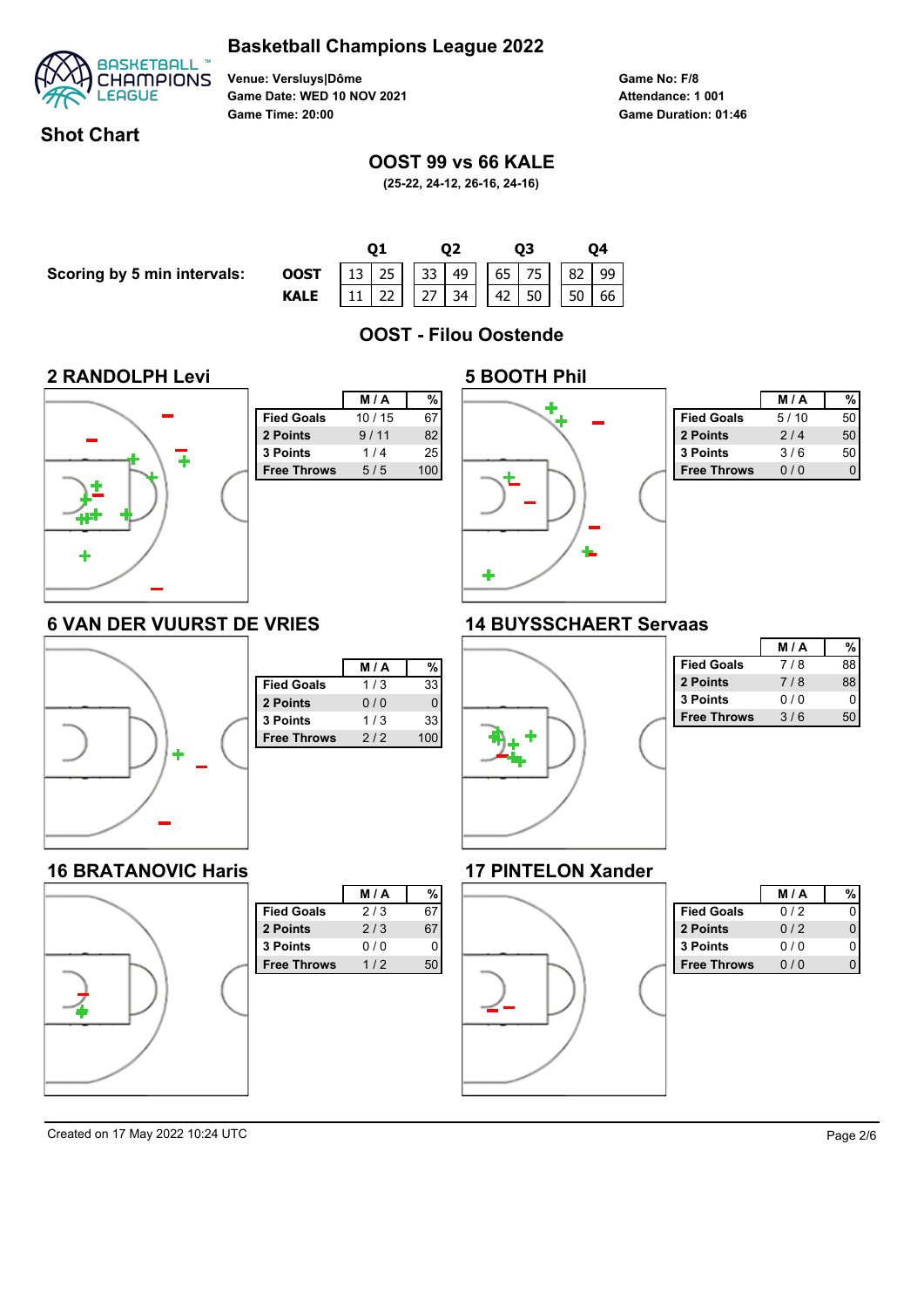# Basketball Champions League 2022

**Venue: Versluys|Dôme**
**Game Date: WED 10 NOV 2021**
**Game Time: 20:00**

**Game No: F/8**
**Attendance: 1 001**
**Game Duration: 01:46**

## Shot Chart

## OOST 99 vs 66 KALE

**(25-22, 24-12, 26-16, 24-16)**

**Scoring by 5 min intervals:**

| | Q1 | | Q2 | | Q3 | | Q4 | |
|---|---|---|---|---|---|---|---|---|
| **OOST** | 13 | 25 | 33 | 49 | 65 | 75 | 82 | 99 |
| **KALE** | 11 | 22 | 27 | 34 | 42 | 50 | 50 | 66 |

## OOST - Filou Oostende

### 2 RANDOLPH Levi

| | M / A | % |
|---|---|---|
| Fied Goals | 10 / 15 | 67 |
| 2 Points | 9 / 11 | 82 |
| 3 Points | 1 / 4 | 25 |
| Free Throws | 5 / 5 | 100 |

### 5 BOOTH Phil

| | M / A | % |
|---|---|---|
| Fied Goals | 5 / 10 | 50 |
| 2 Points | 2 / 4 | 50 |
| 3 Points | 3 / 6 | 50 |
| Free Throws | 0 / 0 | 0 |

### 6 VAN DER VUURST DE VRIES

| | M / A | % |
|---|---|---|
| Fied Goals | 1 / 3 | 33 |
| 2 Points | 0 / 0 | 0 |
| 3 Points | 1 / 3 | 33 |
| Free Throws | 2 / 2 | 100 |

### 14 BUYSSCHAERT Servaas

| | M / A | % |
|---|---|---|
| Fied Goals | 7 / 8 | 88 |
| 2 Points | 7 / 8 | 88 |
| 3 Points | 0 / 0 | 0 |
| Free Throws | 3 / 6 | 50 |

### 16 BRATANOVIC Haris

| | M / A | % |
|---|---|---|
| Fied Goals | 2 / 3 | 67 |
| 2 Points | 2 / 3 | 67 |
| 3 Points | 0 / 0 | 0 |
| Free Throws | 1 / 2 | 50 |

### 17 PINTELON Xander

| | M / A | % |
|---|---|---|
| Fied Goals | 0 / 2 | 0 |
| 2 Points | 0 / 2 | 0 |
| 3 Points | 0 / 0 | 0 |
| Free Throws | 0 / 0 | 0 |

Created on 17 May 2022 10:24 UTC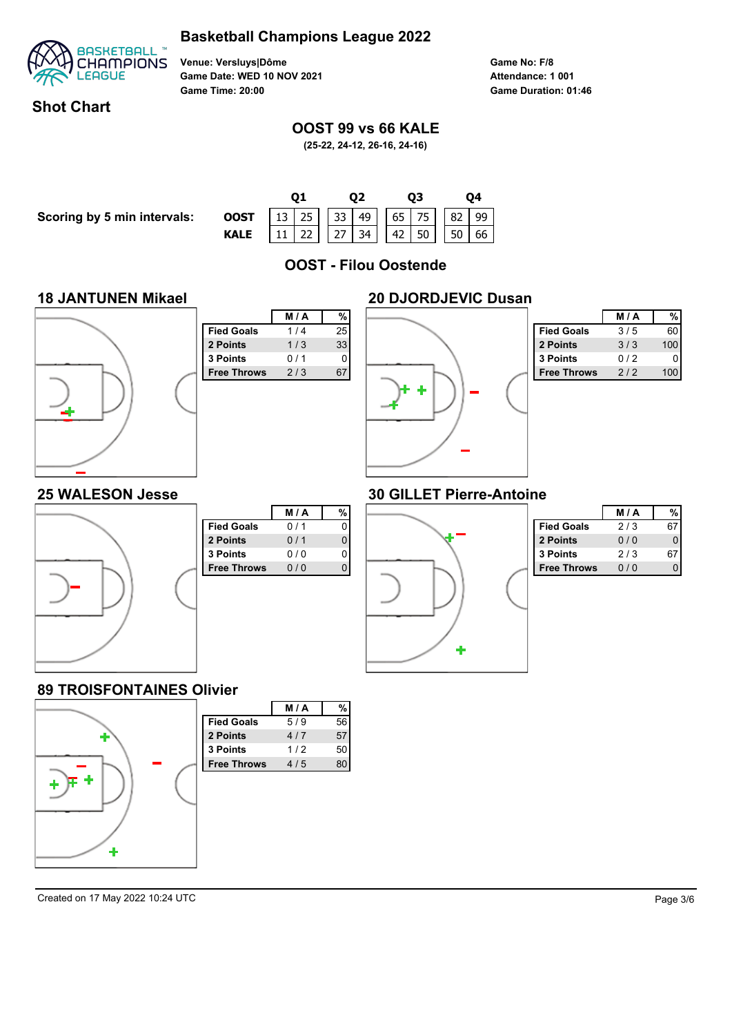# Basketball Champions League 2022

## Shot Chart

Venue: Versluys|Dôme
Game Date: WED 10 NOV 2021
Game Time: 20:00

Game No: F/8
Attendance: 1 001
Game Duration: 01:46

### OOST 99 vs 66 KALE

(25-22, 24-12, 26-16, 24-16)

**Scoring by 5 min intervals:**

| | Q1 | | Q2 | | Q3 | | Q4 | |
|---|---|---|---|---|---|---|---|---|
| OOST | 13 | 25 | 33 | 49 | 65 | 75 | 82 | 99 |
| KALE | 11 | 22 | 27 | 34 | 42 | 50 | 50 | 66 |

### OOST - Filou Oostende

#### 18 JANTUNEN Mikael

| | M / A | % |
|---|---|---|
| Fied Goals | 1 / 4 | 25 |
| 2 Points | 1 / 3 | 33 |
| 3 Points | 0 / 1 | 0 |
| Free Throws | 2 / 3 | 67 |

#### 20 DJORDJEVIC Dusan

| | M / A | % |
|---|---|---|
| Fied Goals | 3 / 5 | 60 |
| 2 Points | 3 / 3 | 100 |
| 3 Points | 0 / 2 | 0 |
| Free Throws | 2 / 2 | 100 |

#### 25 WALESON Jesse

| | M / A | % |
|---|---|---|
| Fied Goals | 0 / 1 | 0 |
| 2 Points | 0 / 1 | 0 |
| 3 Points | 0 / 0 | 0 |
| Free Throws | 0 / 0 | 0 |

#### 30 GILLET Pierre-Antoine

| | M / A | % |
|---|---|---|
| Fied Goals | 2 / 3 | 67 |
| 2 Points | 0 / 0 | 0 |
| 3 Points | 2 / 3 | 67 |
| Free Throws | 0 / 0 | 0 |

#### 89 TROISFONTAINES Olivier

| | M / A | % |
|---|---|---|
| Fied Goals | 5 / 9 | 56 |
| 2 Points | 4 / 7 | 57 |
| 3 Points | 1 / 2 | 50 |
| Free Throws | 4 / 5 | 80 |

Created on 17 May 2022 10:24 UTC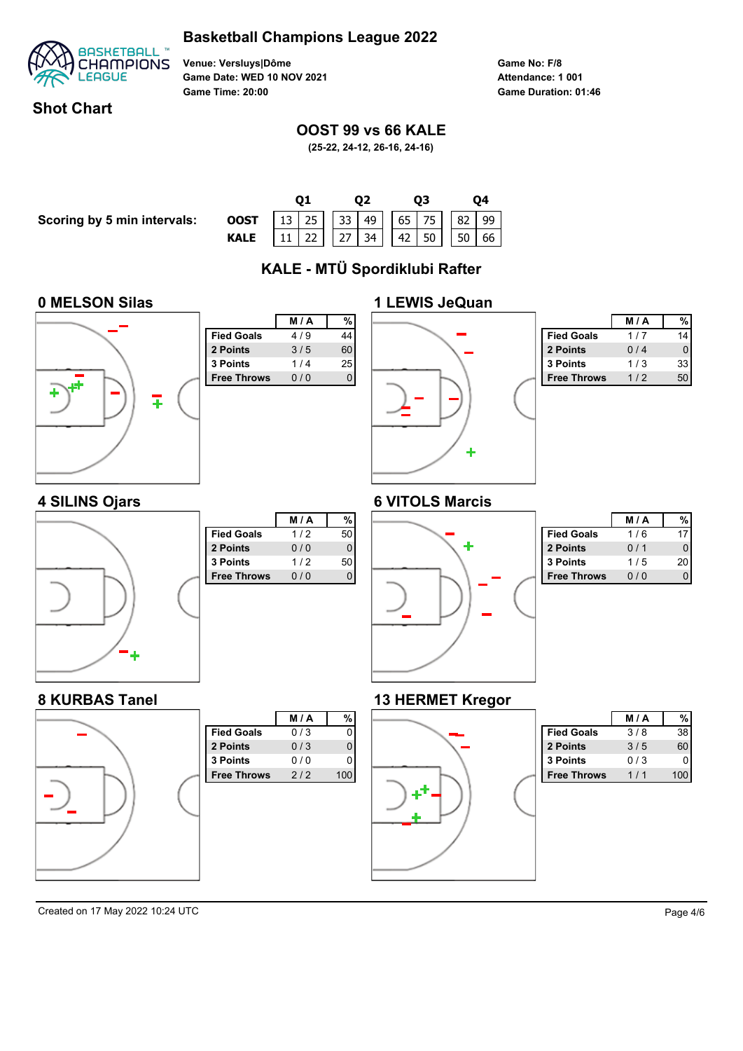# Basketball Champions League 2022

**Shot Chart**

Venue: Versluys|Dôme
Game Date: WED 10 NOV 2021
Game Time: 20:00

Game No: F/8
Attendance: 1 001
Game Duration: 01:46

## OOST 99 vs 66 KALE

(25-22, 24-12, 26-16, 24-16)

**Scoring by 5 min intervals:**

| | Q1 | | Q2 | | Q3 | | Q4 | |
|---|---|---|---|---|---|---|---|---|
| OOST | 13 | 25 | 33 | 49 | 65 | 75 | 82 | 99 |
| KALE | 11 | 22 | 27 | 34 | 42 | 50 | 50 | 66 |

## KALE - MTÜ Spordiklubi Rafter

### 0 MELSON Silas

| | M / A | % |
|---|---|---|
| Fied Goals | 4 / 9 | 44 |
| 2 Points | 3 / 5 | 60 |
| 3 Points | 1 / 4 | 25 |
| Free Throws | 0 / 0 | 0 |

### 1 LEWIS JeQuan

| | M / A | % |
|---|---|---|
| Fied Goals | 1 / 7 | 14 |
| 2 Points | 0 / 4 | 0 |
| 3 Points | 1 / 3 | 33 |
| Free Throws | 1 / 2 | 50 |

### 4 SILINS Ojars

| | M / A | % |
|---|---|---|
| Fied Goals | 1 / 2 | 50 |
| 2 Points | 0 / 0 | 0 |
| 3 Points | 1 / 2 | 50 |
| Free Throws | 0 / 0 | 0 |

### 6 VITOLS Marcis

| | M / A | % |
|---|---|---|
| Fied Goals | 1 / 6 | 17 |
| 2 Points | 0 / 1 | 0 |
| 3 Points | 1 / 5 | 20 |
| Free Throws | 0 / 0 | 0 |

### 8 KURBAS Tanel

| | M / A | % |
|---|---|---|
| Fied Goals | 0 / 3 | 0 |
| 2 Points | 0 / 3 | 0 |
| 3 Points | 0 / 0 | 0 |
| Free Throws | 2 / 2 | 100 |

### 13 HERMET Kregor

| | M / A | % |
|---|---|---|
| Fied Goals | 3 / 8 | 38 |
| 2 Points | 3 / 5 | 60 |
| 3 Points | 0 / 3 | 0 |
| Free Throws | 1 / 1 | 100 |

Created on 17 May 2022 10:24 UTC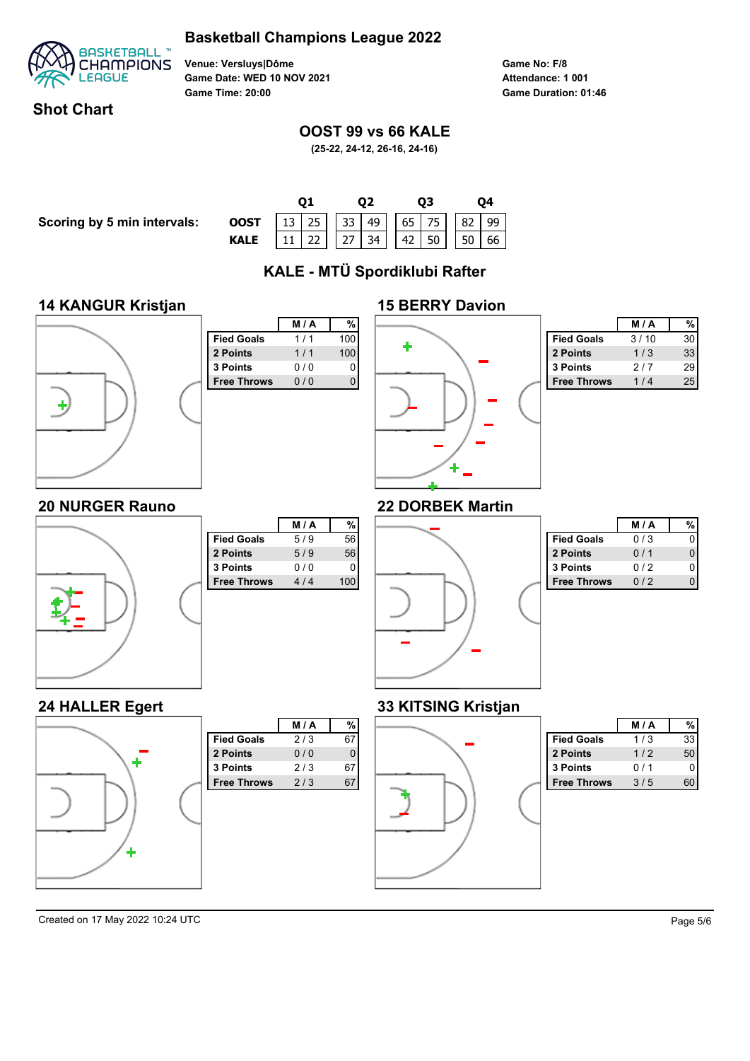# Basketball Champions League 2022

**Venue:** Versluys|Dôme
**Game Date:** WED 10 NOV 2021
**Game Time:** 20:00

**Game No:** F/8
**Attendance:** 1 001
**Game Duration:** 01:46

## Shot Chart

### OOST 99 vs 66 KALE

(25-22, 24-12, 26-16, 24-16)

**Scoring by 5 min intervals:**

| | Q1 | | Q2 | | Q3 | | Q4 | |
|---|---|---|---|---|---|---|---|---|
| **OOST** | 13 | 25 | 33 | 49 | 65 | 75 | 82 | 99 |
| **KALE** | 11 | 22 | 27 | 34 | 42 | 50 | 50 | 66 |

### KALE - MTÜ Spordiklubi Rafter

#### 14 KANGUR Kristjan

| | M / A | % |
|---|---|---|
| Fied Goals | 1 / 1 | 100 |
| 2 Points | 1 / 1 | 100 |
| 3 Points | 0 / 0 | 0 |
| Free Throws | 0 / 0 | 0 |

#### 15 BERRY Davion

| | M / A | % |
|---|---|---|
| Fied Goals | 3 / 10 | 30 |
| 2 Points | 1 / 3 | 33 |
| 3 Points | 2 / 7 | 29 |
| Free Throws | 1 / 4 | 25 |

#### 20 NURGER Rauno

| | M / A | % |
|---|---|---|
| Fied Goals | 5 / 9 | 56 |
| 2 Points | 5 / 9 | 56 |
| 3 Points | 0 / 0 | 0 |
| Free Throws | 4 / 4 | 100 |

#### 22 DORBEK Martin

| | M / A | % |
|---|---|---|
| Fied Goals | 0 / 3 | 0 |
| 2 Points | 0 / 1 | 0 |
| 3 Points | 0 / 2 | 0 |
| Free Throws | 0 / 2 | 0 |

#### 24 HALLER Egert

| | M / A | % |
|---|---|---|
| Fied Goals | 2 / 3 | 67 |
| 2 Points | 0 / 0 | 0 |
| 3 Points | 2 / 3 | 67 |
| Free Throws | 2 / 3 | 67 |

#### 33 KITSING Kristjan

| | M / A | % |
|---|---|---|
| Fied Goals | 1 / 3 | 33 |
| 2 Points | 1 / 2 | 50 |
| 3 Points | 0 / 1 | 0 |
| Free Throws | 3 / 5 | 60 |

Created on 17 May 2022 10:24 UTC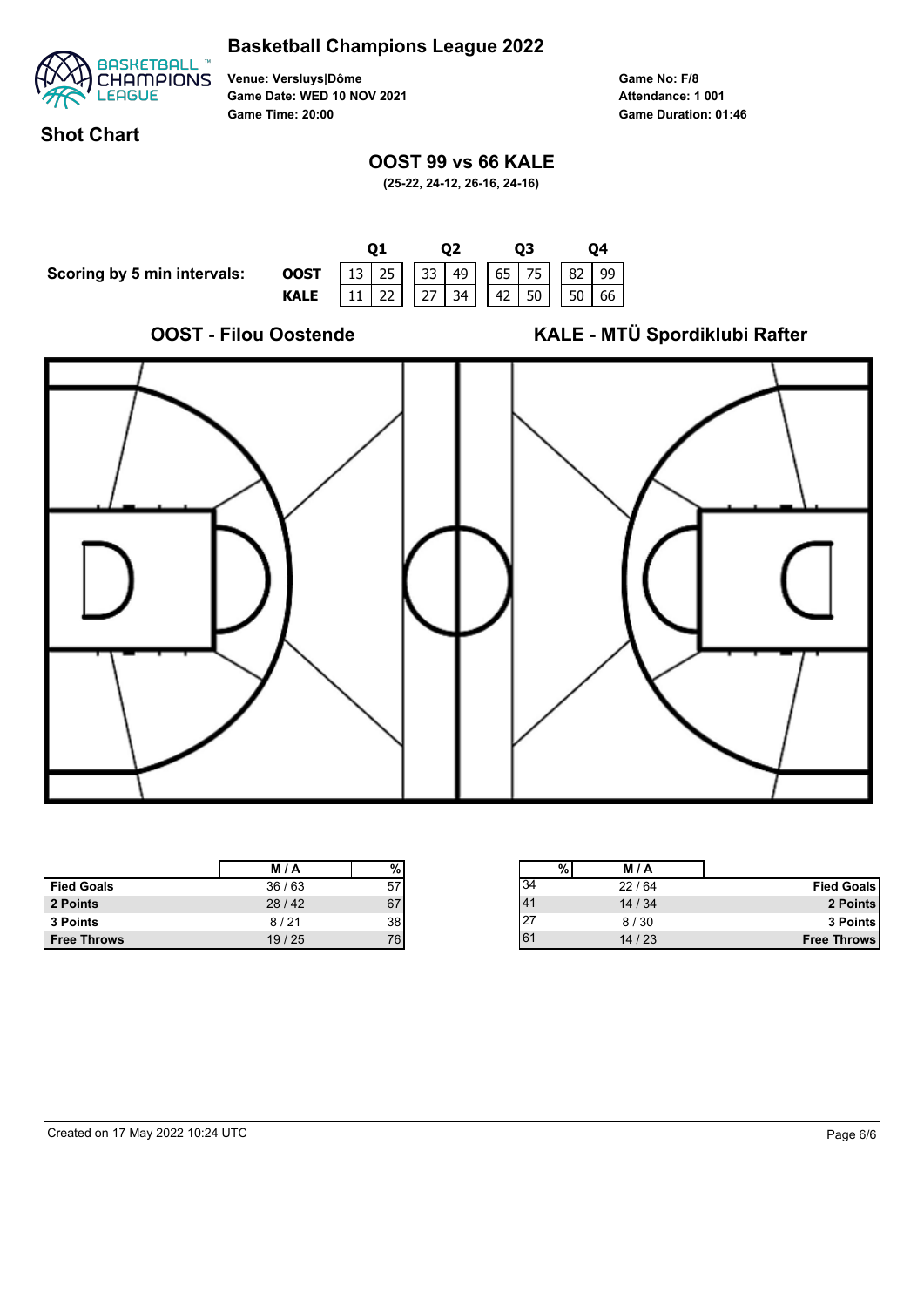# Basketball Champions League 2022

**Venue: Versluys|Dôme**
**Game Date: WED 10 NOV 2021**
**Game Time: 20:00**

**Game No: F/8**
**Attendance: 1 001**
**Game Duration: 01:46**

## Shot Chart

## OOST 99 vs 66 KALE

**(25-22, 24-12, 26-16, 24-16)**

**Scoring by 5 min intervals:**

| | Q1 | | Q2 | | Q3 | | Q4 | |
|---|---|---|---|---|---|---|---|---|
| **OOST** | 13 | 25 | 33 | 49 | 65 | 75 | 82 | 99 |
| **KALE** | 11 | 22 | 27 | 34 | 42 | 50 | 50 | 66 |

**OOST - Filou Oostende**

**KALE - MTÜ Spordiklubi Rafter**

| | M / A | % |
|---|---|---|
| **Fied Goals** | 36 / 63 | 57 |
| **2 Points** | 28 / 42 | 67 |
| **3 Points** | 8 / 21 | 38 |
| **Free Throws** | 19 / 25 | 76 |

| % | M / A | |
|---|---|---|
| 34 | 22 / 64 | **Fied Goals** |
| 41 | 14 / 34 | **2 Points** |
| 27 | 8 / 30 | **3 Points** |
| 61 | 14 / 23 | **Free Throws** |

Created on 17 May 2022 10:24 UTC